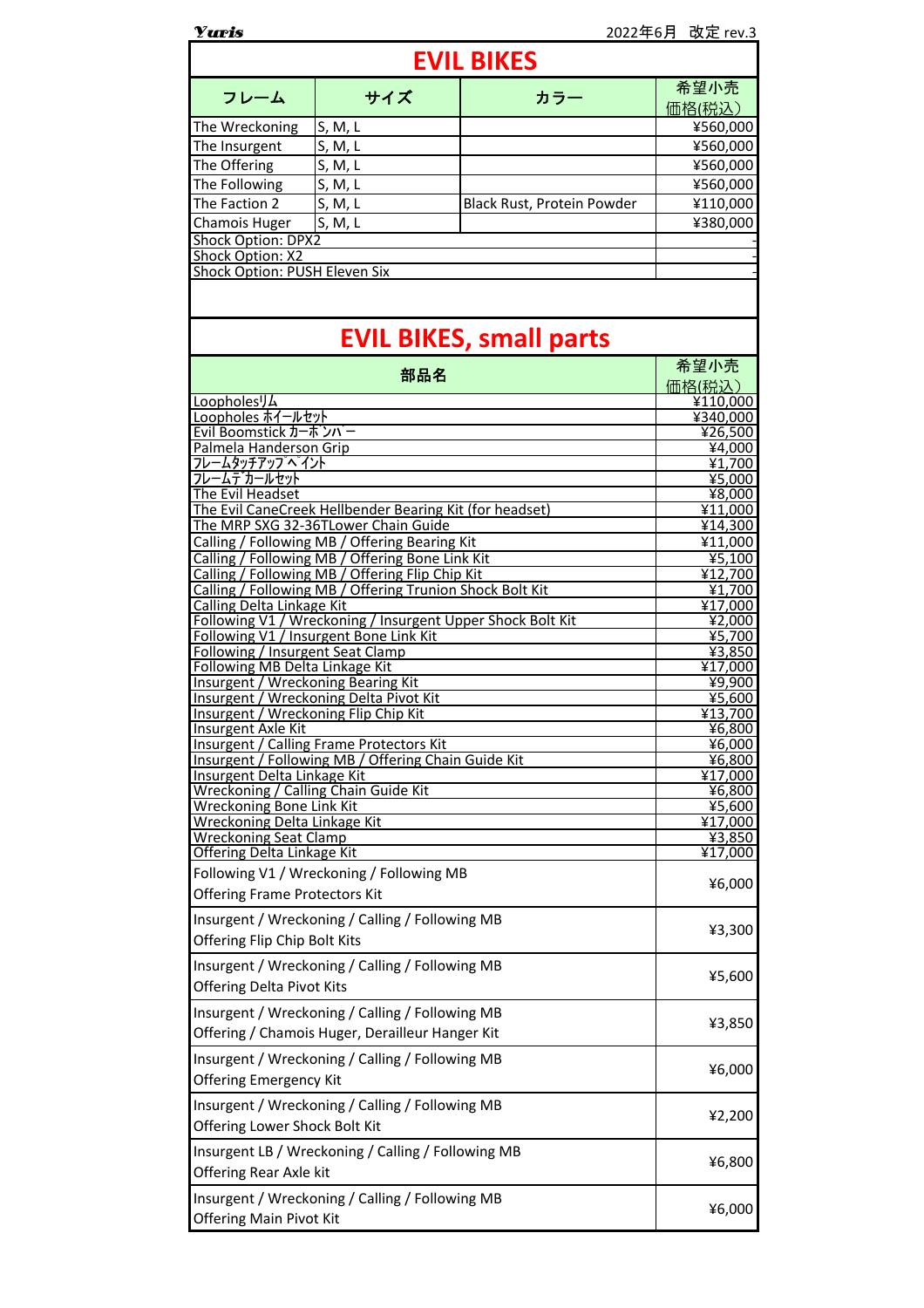Yuris

2022年6月　改定 rev.3

# EVIL BIKES

| フレーム | サイズ | カラー | 希望小売価格(税込) |
| --- | --- | --- | --- |
| The Wreckoning | S, M, L | | ¥560,000 |
| The Insurgent | S, M, L | | ¥560,000 |
| The Offering | S, M, L | | ¥560,000 |
| The Following | S, M, L | | ¥560,000 |
| The Faction 2 | S, M, L | Black Rust, Protein Powder | ¥110,000 |
| Chamois Huger | S, M, L | | ¥380,000 |
| Shock Option: DPX2 | | | - |
| Shock Option: X2 | | | - |
| Shock Option: PUSH Eleven Six | | | - |

# EVIL BIKES, small parts

| 部品名 | 希望小売価格(税込) |
| --- | --- |
| Loopholesリム | ¥110,000 |
| Loopholes ホイールセット | ¥340,000 |
| Evil Boomstick カーボンバー | ¥26,500 |
| Palmela Handerson Grip | ¥4,000 |
| フレームタッチアップペイント | ¥1,700 |
| フレームデカールセット | ¥5,000 |
| The Evil Headset | ¥8,000 |
| The Evil CaneCreek Hellbender Bearing Kit (for headset) | ¥11,000 |
| The MRP SXG 32-36TLower Chain Guide | ¥14,300 |
| Calling / Following MB / Offering Bearing Kit | ¥11,000 |
| Calling / Following MB / Offering Bone Link Kit | ¥5,100 |
| Calling / Following MB / Offering Flip Chip Kit | ¥12,700 |
| Calling / Following MB / Offering Trunion Shock Bolt Kit | ¥1,700 |
| Calling Delta Linkage Kit | ¥17,000 |
| Following V1 / Wreckoning / Insurgent Upper Shock Bolt Kit | ¥2,000 |
| Following V1 / Insurgent Bone Link Kit | ¥5,700 |
| Following / Insurgent Seat Clamp | ¥3,850 |
| Following MB Delta Linkage Kit | ¥17,000 |
| Insurgent / Wreckoning Bearing Kit | ¥9,900 |
| Insurgent / Wreckoning Delta Pivot Kit | ¥5,600 |
| Insurgent / Wreckoning Flip Chip Kit | ¥13,700 |
| Insurgent Axle Kit | ¥6,800 |
| Insurgent / Calling Frame Protectors Kit | ¥6,000 |
| Insurgent / Following MB / Offering Chain Guide Kit | ¥6,800 |
| Insurgent Delta Linkage Kit | ¥17,000 |
| Wreckoning / Calling Chain Guide Kit | ¥6,800 |
| Wreckoning Bone Link Kit | ¥5,600 |
| Wreckoning Delta Linkage Kit | ¥17,000 |
| Wreckoning Seat Clamp | ¥3,850 |
| Offering Delta Linkage Kit | ¥17,000 |
| Following V1 / Wreckoning / Following MB Offering Frame Protectors Kit | ¥6,000 |
| Insurgent / Wreckoning / Calling / Following MB Offering Flip Chip Bolt Kits | ¥3,300 |
| Insurgent / Wreckoning / Calling / Following MB Offering Delta Pivot Kits | ¥5,600 |
| Insurgent / Wreckoning / Calling / Following MB Offering / Chamois Huger, Derailleur Hanger Kit | ¥3,850 |
| Insurgent / Wreckoning / Calling / Following MB Offering Emergency Kit | ¥6,000 |
| Insurgent / Wreckoning / Calling / Following MB Offering Lower Shock Bolt Kit | ¥2,200 |
| Insurgent LB / Wreckoning / Calling / Following MB Offering Rear Axle kit | ¥6,800 |
| Insurgent / Wreckoning / Calling / Following MB Offering Main Pivot Kit | ¥6,000 |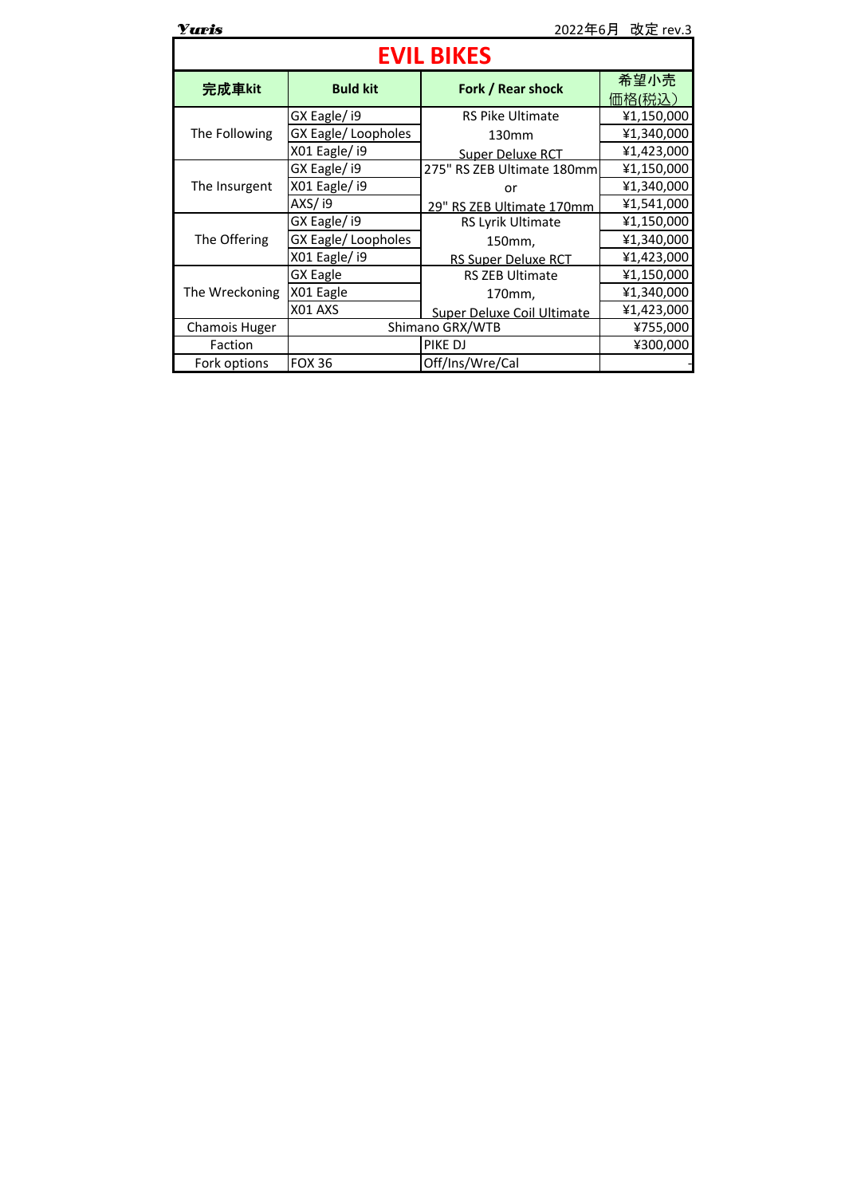Yuris

2022年6月 改定 rev.3

# EVIL BIKES

| 完成車kit | Buld kit | Fork / Rear shock | 希望小売価格(税込) |
|---|---|---|---|
| The Following | GX Eagle/ i9 | RS Pike Ultimate 130mm Super Deluxe RCT | ¥1,150,000 |
| | GX Eagle/ Loopholes | | ¥1,340,000 |
| | X01 Eagle/ i9 | | ¥1,423,000 |
| The Insurgent | GX Eagle/ i9 | 275" RS ZEB Ultimate 180mm or 29" RS ZEB Ultimate 170mm | ¥1,150,000 |
| | X01 Eagle/ i9 | | ¥1,340,000 |
| | AXS/ i9 | | ¥1,541,000 |
| The Offering | GX Eagle/ i9 | RS Lyrik Ultimate 150mm, RS Super Deluxe RCT | ¥1,150,000 |
| | GX Eagle/ Loopholes | | ¥1,340,000 |
| | X01 Eagle/ i9 | | ¥1,423,000 |
| The Wreckoning | GX Eagle | RS ZEB Ultimate 170mm, Super Deluxe Coil Ultimate | ¥1,150,000 |
| | X01 Eagle | | ¥1,340,000 |
| | X01 AXS | | ¥1,423,000 |
| Chamois Huger | Shimano GRX/WTB | | ¥755,000 |
| Faction | | PIKE DJ | ¥300,000 |
| Fork options | FOX 36 | Off/Ins/Wre/Cal | - |